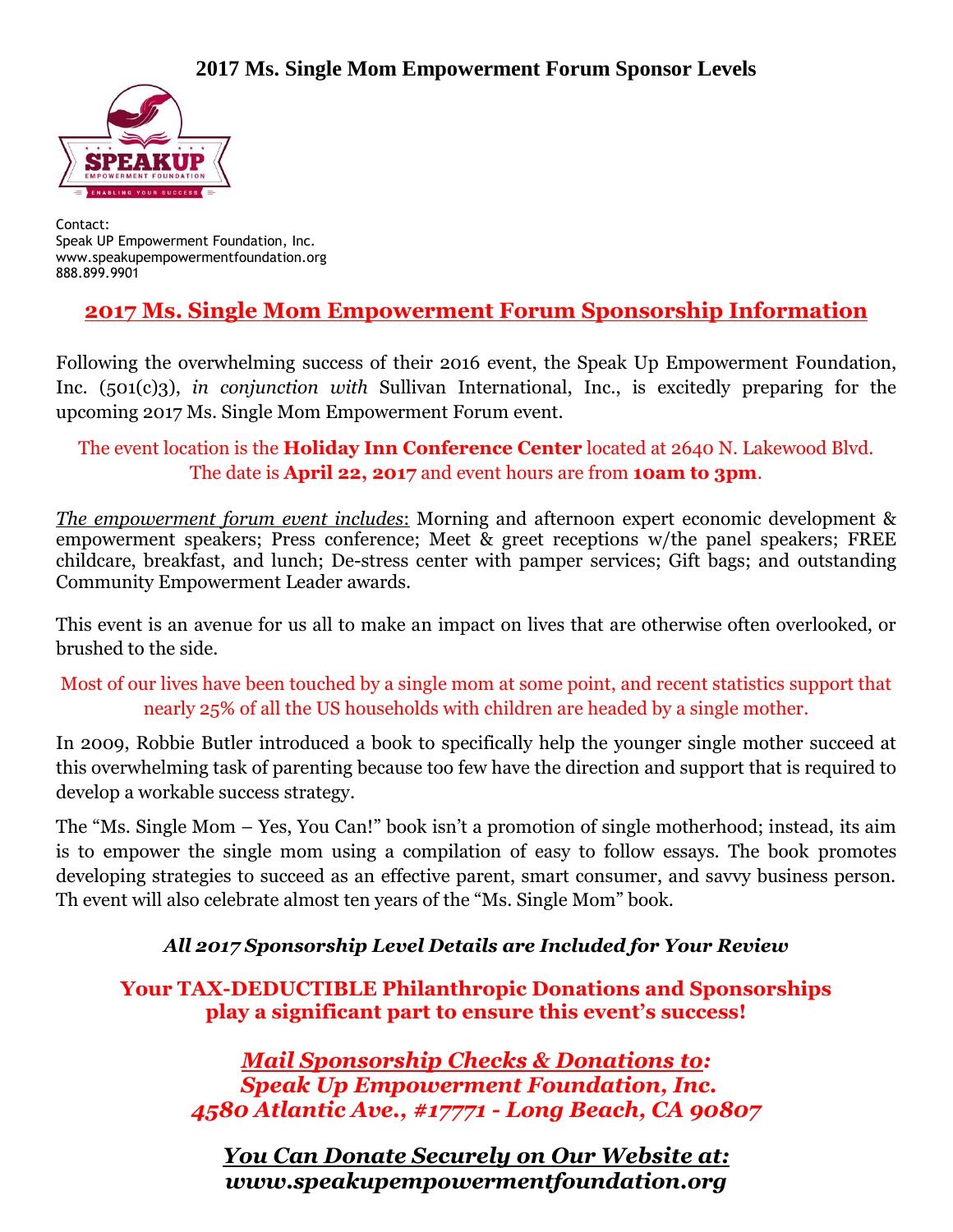# 2017 Ms. Single Mom Empowerment Forum Sponsor Levels

Contact:
Speak UP Empowerment Foundation, Inc.
www.speakupempowermentfoundation.org
888.899.9901

## 2017 Ms. Single Mom Empowerment Forum Sponsorship Information

Following the overwhelming success of their 2016 event, the Speak Up Empowerment Foundation, Inc. (501(c)3), *in conjunction with* Sullivan International, Inc., is excitedly preparing for the upcoming 2017 Ms. Single Mom Empowerment Forum event.

The event location is the **Holiday Inn Conference Center** located at 2640 N. Lakewood Blvd. The date is **April 22, 2017** and event hours are from **10am to 3pm**.

*The empowerment forum event includes*: Morning and afternoon expert economic development & empowerment speakers; Press conference; Meet & greet receptions w/the panel speakers; FREE childcare, breakfast, and lunch; De-stress center with pamper services; Gift bags; and outstanding Community Empowerment Leader awards.

This event is an avenue for us all to make an impact on lives that are otherwise often overlooked, or brushed to the side.

Most of our lives have been touched by a single mom at some point, and recent statistics support that nearly 25% of all the US households with children are headed by a single mother.

In 2009, Robbie Butler introduced a book to specifically help the younger single mother succeed at this overwhelming task of parenting because too few have the direction and support that is required to develop a workable success strategy.

The "Ms. Single Mom – Yes, You Can!" book isn't a promotion of single motherhood; instead, its aim is to empower the single mom using a compilation of easy to follow essays. The book promotes developing strategies to succeed as an effective parent, smart consumer, and savvy business person. Th event will also celebrate almost ten years of the "Ms. Single Mom" book.

***All 2017 Sponsorship Level Details are Included for Your Review***

**Your TAX-DEDUCTIBLE Philanthropic Donations and Sponsorships play a significant part to ensure this event's success!**

***Mail Sponsorship Checks & Donations to:***
***Speak Up Empowerment Foundation, Inc.***
***4580 Atlantic Ave., #17771 - Long Beach, CA 90807***

***You Can Donate Securely on Our Website at:***
***www.speakupempowermentfoundation.org***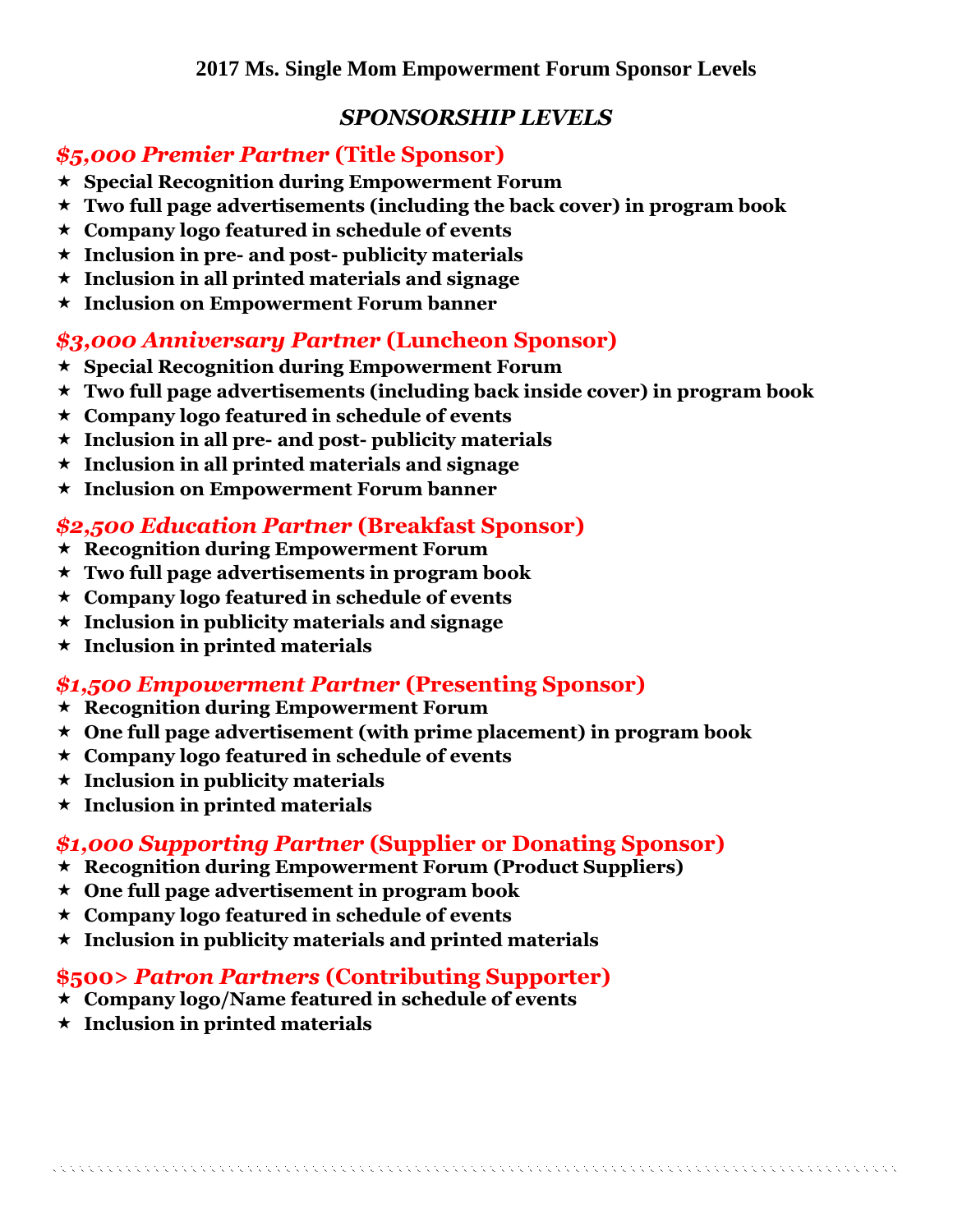**2017 Ms. Single Mom Empowerment Forum Sponsor Levels**

## *SPONSORSHIP LEVELS*

### *$5,000 Premier Partner* (Title Sponsor)

- **Special Recognition during Empowerment Forum**
- **Two full page advertisements (including the back cover) in program book**
- **Company logo featured in schedule of events**
- **Inclusion in pre- and post- publicity materials**
- **Inclusion in all printed materials and signage**
- **Inclusion on Empowerment Forum banner**

### *$3,000 Anniversary Partner* (Luncheon Sponsor)

- **Special Recognition during Empowerment Forum**
- **Two full page advertisements (including back inside cover) in program book**
- **Company logo featured in schedule of events**
- **Inclusion in all pre- and post- publicity materials**
- **Inclusion in all printed materials and signage**
- **Inclusion on Empowerment Forum banner**

### *$2,500 Education Partner* (Breakfast Sponsor)

- **Recognition during Empowerment Forum**
- **Two full page advertisements in program book**
- **Company logo featured in schedule of events**
- **Inclusion in publicity materials and signage**
- **Inclusion in printed materials**

### *$1,500 Empowerment Partner* (Presenting Sponsor)

- **Recognition during Empowerment Forum**
- **One full page advertisement (with prime placement) in program book**
- **Company logo featured in schedule of events**
- **Inclusion in publicity materials**
- **Inclusion in printed materials**

### *$1,000 Supporting Partner* (Supplier or Donating Sponsor)

- **Recognition during Empowerment Forum (Product Suppliers)**
- **One full page advertisement in program book**
- **Company logo featured in schedule of events**
- **Inclusion in publicity materials and printed materials**

### $500> *Patron Partners* (Contributing Supporter)

- **Company logo/Name featured in schedule of events**
- **Inclusion in printed materials**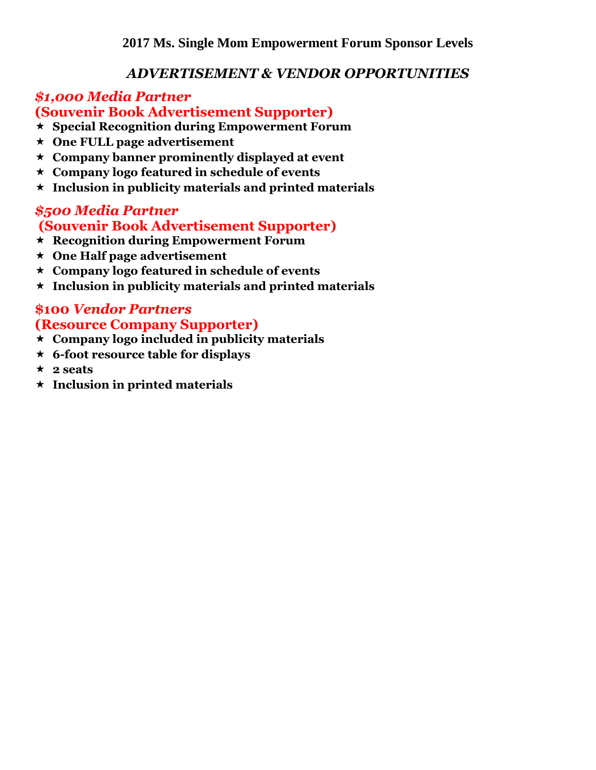# 2017 Ms. Single Mom Empowerment Forum Sponsor Levels

## *ADVERTISEMENT & VENDOR OPPORTUNITIES*

### *$1,000 Media Partner*
### (Souvenir Book Advertisement Supporter)

- **Special Recognition during Empowerment Forum**
- **One FULL page advertisement**
- **Company banner prominently displayed at event**
- **Company logo featured in schedule of events**
- **Inclusion in publicity materials and printed materials**

### *$500 Media Partner*
### (Souvenir Book Advertisement Supporter)

- **Recognition during Empowerment Forum**
- **One Half page advertisement**
- **Company logo featured in schedule of events**
- **Inclusion in publicity materials and printed materials**

### $100 *Vendor Partners*
### (Resource Company Supporter)

- **Company logo included in publicity materials**
- **6-foot resource table for displays**
- **2 seats**
- **Inclusion in printed materials**